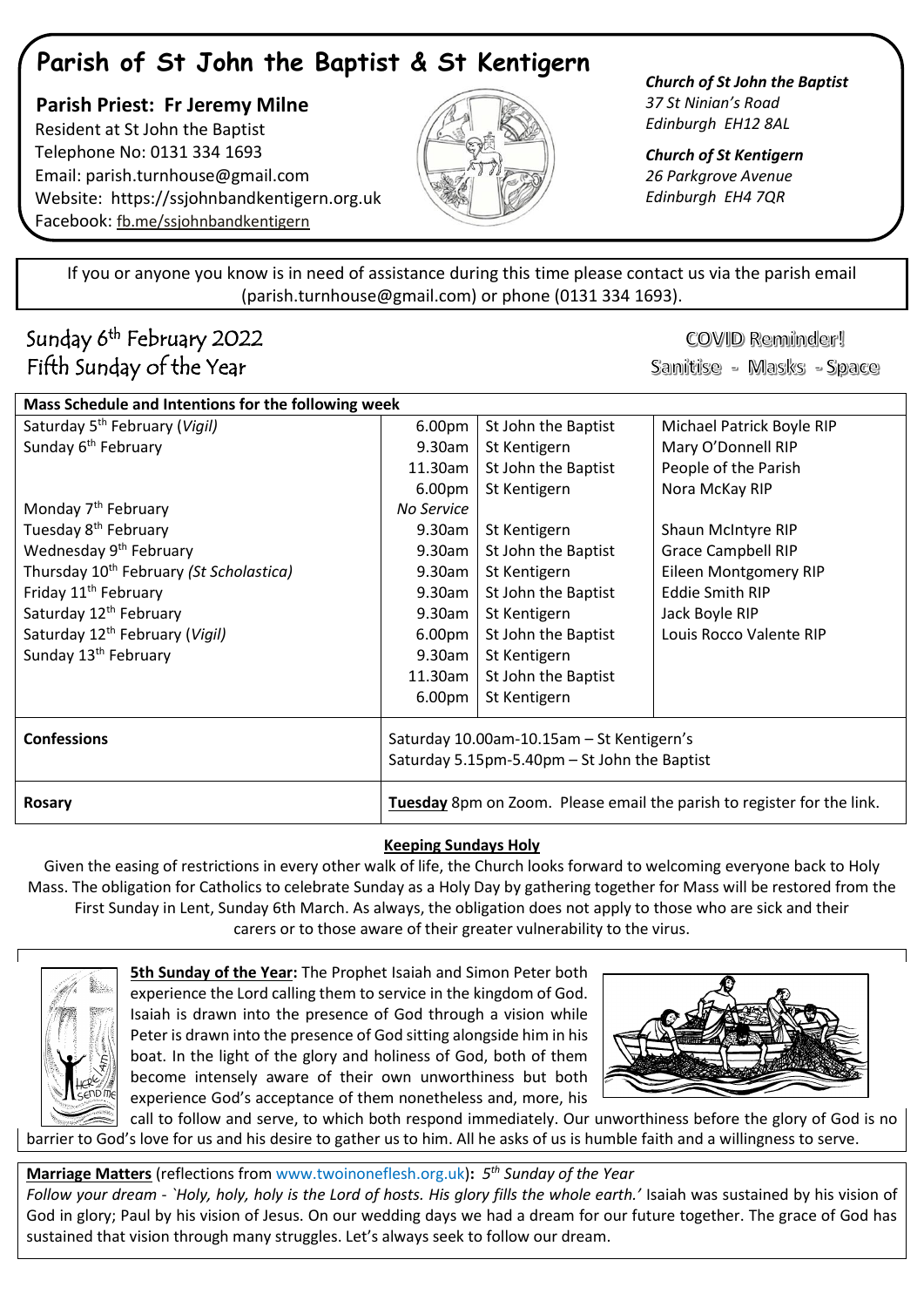# Parish of St John the Baptist & St Kentigern

**Parish Priest: Fr Jeremy Milne**
Resident at St John the Baptist
Telephone No: 0131 334 1693
Email: parish.turnhouse@gmail.com
Website: https://ssjohnbandkentigern.org.uk
Facebook: fb.me/ssjohnbandkentigern

***Church of St John the Baptist***
*37 St Ninian's Road*
*Edinburgh EH12 8AL*

***Church of St Kentigern***
*26 Parkgrove Avenue*
*Edinburgh EH4 7QR*

If you or anyone you know is in need of assistance during this time please contact us via the parish email (parish.turnhouse@gmail.com) or phone (0131 334 1693).

## Sunday 6th February 2022
## Fifth Sunday of the Year

COVID Reminder!
Sanitise - Masks - Space

| Mass Schedule and Intentions for the following week | | | |
|---|---|---|---|
| Saturday 5th February (*Vigil*) | 6.00pm | St John the Baptist | Michael Patrick Boyle RIP |
| Sunday 6th February | 9.30am | St Kentigern | Mary O'Donnell RIP |
| | 11.30am | St John the Baptist | People of the Parish |
| | 6.00pm | St Kentigern | Nora McKay RIP |
| Monday 7th February | *No Service* | | |
| Tuesday 8th February | 9.30am | St Kentigern | Shaun McIntyre RIP |
| Wednesday 9th February | 9.30am | St John the Baptist | Grace Campbell RIP |
| Thursday 10th February (*St Scholastica*) | 9.30am | St Kentigern | Eileen Montgomery RIP |
| Friday 11th February | 9.30am | St John the Baptist | Eddie Smith RIP |
| Saturday 12th February | 9.30am | St Kentigern | Jack Boyle RIP |
| Saturday 12th February (*Vigil*) | 6.00pm | St John the Baptist | Louis Rocco Valente RIP |
| Sunday 13th February | 9.30am | St Kentigern | |
| | 11.30am | St John the Baptist | |
| | 6.00pm | St Kentigern | |
| **Confessions** | Saturday 10.00am-10.15am – St Kentigern's<br>Saturday 5.15pm-5.40pm – St John the Baptist | | |
| **Rosary** | **Tuesday** 8pm on Zoom. Please email the parish to register for the link. | | |

**Keeping Sundays Holy**

Given the easing of restrictions in every other walk of life, the Church looks forward to welcoming everyone back to Holy Mass. The obligation for Catholics to celebrate Sunday as a Holy Day by gathering together for Mass will be restored from the First Sunday in Lent, Sunday 6th March. As always, the obligation does not apply to those who are sick and their carers or to those aware of their greater vulnerability to the virus.

**5th Sunday of the Year:** The Prophet Isaiah and Simon Peter both experience the Lord calling them to service in the kingdom of God. Isaiah is drawn into the presence of God through a vision while Peter is drawn into the presence of God sitting alongside him in his boat. In the light of the glory and holiness of God, both of them become intensely aware of their own unworthiness but both experience God's acceptance of them nonetheless and, more, his call to follow and serve, to which both respond immediately. Our unworthiness before the glory of God is no barrier to God's love for us and his desire to gather us to him. All he asks of us is humble faith and a willingness to serve.

**Marriage Matters** (reflections from www.twoinoneflesh.org.uk)**:** *5th Sunday of the Year*
*Follow your dream - `Holy, holy, holy is the Lord of hosts. His glory fills the whole earth.'* Isaiah was sustained by his vision of God in glory; Paul by his vision of Jesus. On our wedding days we had a dream for our future together. The grace of God has sustained that vision through many struggles. Let's always seek to follow our dream.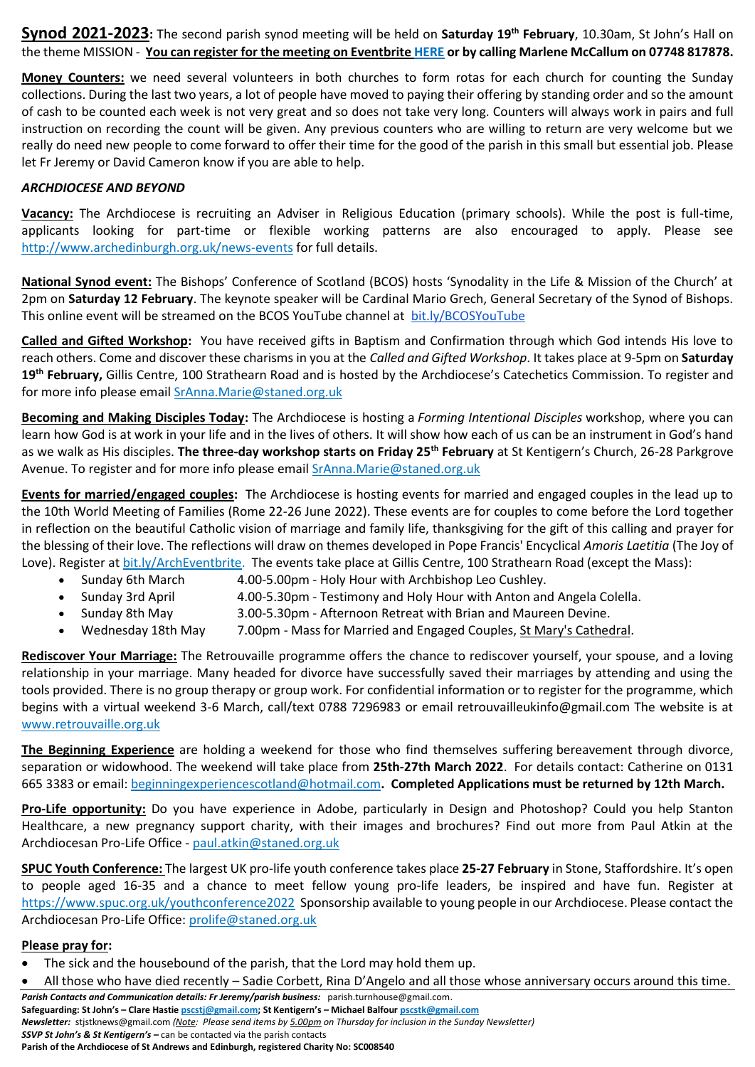**Synod 2021-2023:** The second parish synod meeting will be held on **Saturday 19th February**, 10.30am, St John's Hall on the theme MISSION - **You can register for the meeting on Eventbrite HERE or by calling Marlene McCallum on 07748 817878.**

**Money Counters:** we need several volunteers in both churches to form rotas for each church for counting the Sunday collections. During the last two years, a lot of people have moved to paying their offering by standing order and so the amount of cash to be counted each week is not very great and so does not take very long. Counters will always work in pairs and full instruction on recording the count will be given. Any previous counters who are willing to return are very welcome but we really do need new people to come forward to offer their time for the good of the parish in this small but essential job. Please let Fr Jeremy or David Cameron know if you are able to help.

***ARCHDIOCESE AND BEYOND***

**Vacancy:** The Archdiocese is recruiting an Adviser in Religious Education (primary schools). While the post is full-time, applicants looking for part-time or flexible working patterns are also encouraged to apply. Please see http://www.archedinburgh.org.uk/news-events for full details.

**National Synod event:** The Bishops' Conference of Scotland (BCOS) hosts 'Synodality in the Life & Mission of the Church' at 2pm on **Saturday 12 February**. The keynote speaker will be Cardinal Mario Grech, General Secretary of the Synod of Bishops. This online event will be streamed on the BCOS YouTube channel at bit.ly/BCOSYouTube

**Called and Gifted Workshop:** You have received gifts in Baptism and Confirmation through which God intends His love to reach others. Come and discover these charisms in you at the *Called and Gifted Workshop*. It takes place at 9-5pm on **Saturday 19th February,** Gillis Centre, 100 Strathearn Road and is hosted by the Archdiocese's Catechetics Commission. To register and for more info please email SrAnna.Marie@staned.org.uk

**Becoming and Making Disciples Today:** The Archdiocese is hosting a *Forming Intentional Disciples* workshop, where you can learn how God is at work in your life and in the lives of others. It will show how each of us can be an instrument in God's hand as we walk as His disciples. **The three-day workshop starts on Friday 25th February** at St Kentigern's Church, 26-28 Parkgrove Avenue. To register and for more info please email SrAnna.Marie@staned.org.uk

**Events for married/engaged couples:** The Archdiocese is hosting events for married and engaged couples in the lead up to the 10th World Meeting of Families (Rome 22-26 June 2022). These events are for couples to come before the Lord together in reflection on the beautiful Catholic vision of marriage and family life, thanksgiving for the gift of this calling and prayer for the blessing of their love. The reflections will draw on themes developed in Pope Francis' Encyclical *Amoris Laetitia* (The Joy of Love). Register at bit.ly/ArchEventbrite. The events take place at Gillis Centre, 100 Strathearn Road (except the Mass):

- Sunday 6th March 4.00-5.00pm - Holy Hour with Archbishop Leo Cushley.
- Sunday 3rd April 4.00-5.30pm - Testimony and Holy Hour with Anton and Angela Colella.
- Sunday 8th May 3.00-5.30pm - Afternoon Retreat with Brian and Maureen Devine.
- Wednesday 18th May 7.00pm - Mass for Married and Engaged Couples, St Mary's Cathedral.

**Rediscover Your Marriage:** The Retrouvaille programme offers the chance to rediscover yourself, your spouse, and a loving relationship in your marriage. Many headed for divorce have successfully saved their marriages by attending and using the tools provided. There is no group therapy or group work. For confidential information or to register for the programme, which begins with a virtual weekend 3-6 March, call/text 0788 7296983 or email retrouvailleukinfo@gmail.com The website is at www.retrouvaille.org.uk

**The Beginning Experience** are holding a weekend for those who find themselves suffering bereavement through divorce, separation or widowhood. The weekend will take place from **25th-27th March 2022**. For details contact: Catherine on 0131 665 3383 or email: beginningexperiencescotland@hotmail.com**. Completed Applications must be returned by 12th March.**

**Pro-Life opportunity:** Do you have experience in Adobe, particularly in Design and Photoshop? Could you help Stanton Healthcare, a new pregnancy support charity, with their images and brochures? Find out more from Paul Atkin at the Archdiocesan Pro-Life Office - paul.atkin@staned.org.uk

**SPUC Youth Conference:** The largest UK pro-life youth conference takes place **25-27 February** in Stone, Staffordshire. It's open to people aged 16-35 and a chance to meet fellow young pro-life leaders, be inspired and have fun. Register at https://www.spuc.org.uk/youthconference2022 Sponsorship available to young people in our Archdiocese. Please contact the Archdiocesan Pro-Life Office: prolife@staned.org.uk

**Please pray for:**

- The sick and the housebound of the parish, that the Lord may hold them up.
- All those who have died recently – Sadie Corbett, Rina D'Angelo and all those whose anniversary occurs around this time.

***Parish Contacts and Communication details: Fr Jeremy/parish business:*** parish.turnhouse@gmail.com.
**Safeguarding: St John's – Clare Hastie pscstj@gmail.com; St Kentigern's – Michael Balfour pscstk@gmail.com**
***Newsletter:*** stjstknews@gmail.com *(Note: Please send items by 5.00pm on Thursday for inclusion in the Sunday Newsletter)*
***SSVP St John's & St Kentigern's –*** can be contacted via the parish contacts
**Parish of the Archdiocese of St Andrews and Edinburgh, registered Charity No: SC008540**